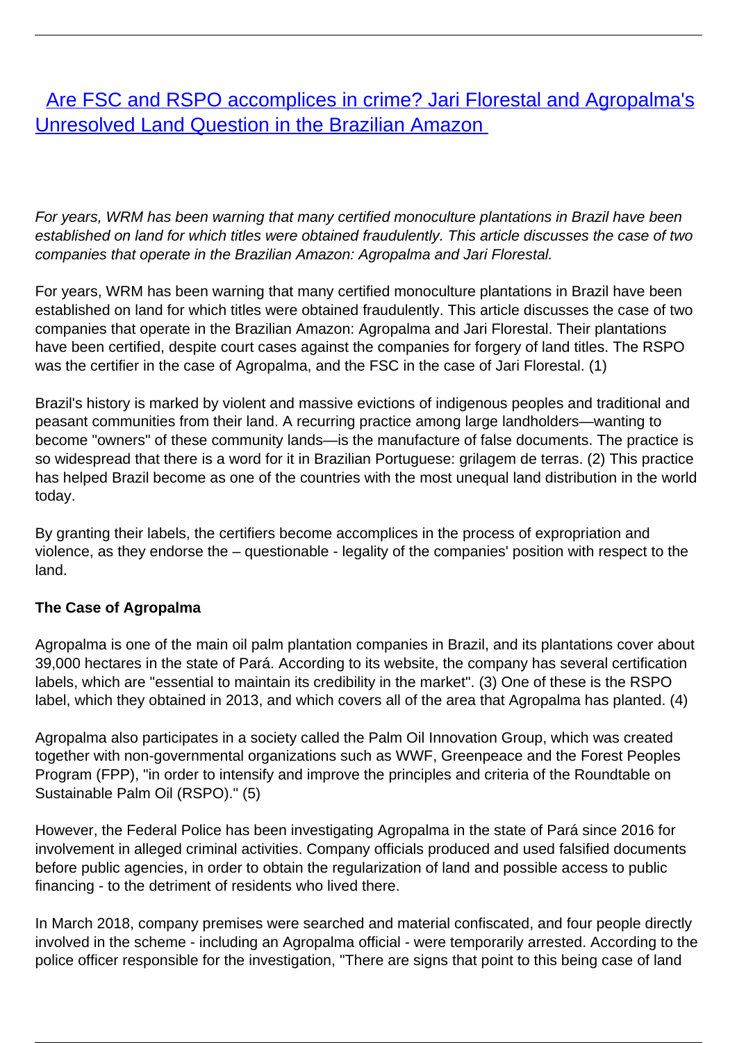# [Are FSC and RSPO accomplices in crime? Jari Florestal and Agropalma's Unresolved Land Question in the Brazilian Amazon](#)

*For years, WRM has been warning that many certified monoculture plantations in Brazil have been established on land for which titles were obtained fraudulently. This article discusses the case of two companies that operate in the Brazilian Amazon: Agropalma and Jari Florestal.*

For years, WRM has been warning that many certified monoculture plantations in Brazil have been established on land for which titles were obtained fraudulently. This article discusses the case of two companies that operate in the Brazilian Amazon: Agropalma and Jari Florestal. Their plantations have been certified, despite court cases against the companies for forgery of land titles. The RSPO was the certifier in the case of Agropalma, and the FSC in the case of Jari Florestal. (1)

Brazil's history is marked by violent and massive evictions of indigenous peoples and traditional and peasant communities from their land. A recurring practice among large landholders—wanting to become "owners" of these community lands—is the manufacture of false documents. The practice is so widespread that there is a word for it in Brazilian Portuguese: grilagem de terras. (2) This practice has helped Brazil become as one of the countries with the most unequal land distribution in the world today.

By granting their labels, the certifiers become accomplices in the process of expropriation and violence, as they endorse the – questionable - legality of the companies' position with respect to the land.

**The Case of Agropalma**

Agropalma is one of the main oil palm plantation companies in Brazil, and its plantations cover about 39,000 hectares in the state of Pará. According to its website, the company has several certification labels, which are "essential to maintain its credibility in the market". (3) One of these is the RSPO label, which they obtained in 2013, and which covers all of the area that Agropalma has planted. (4)

Agropalma also participates in a society called the Palm Oil Innovation Group, which was created together with non-governmental organizations such as WWF, Greenpeace and the Forest Peoples Program (FPP), "in order to intensify and improve the principles and criteria of the Roundtable on Sustainable Palm Oil (RSPO)." (5)

However, the Federal Police has been investigating Agropalma in the state of Pará since 2016 for involvement in alleged criminal activities. Company officials produced and used falsified documents before public agencies, in order to obtain the regularization of land and possible access to public financing - to the detriment of residents who lived there.

In March 2018, company premises were searched and material confiscated, and four people directly involved in the scheme - including an Agropalma official - were temporarily arrested. According to the police officer responsible for the investigation, "There are signs that point to this being case of land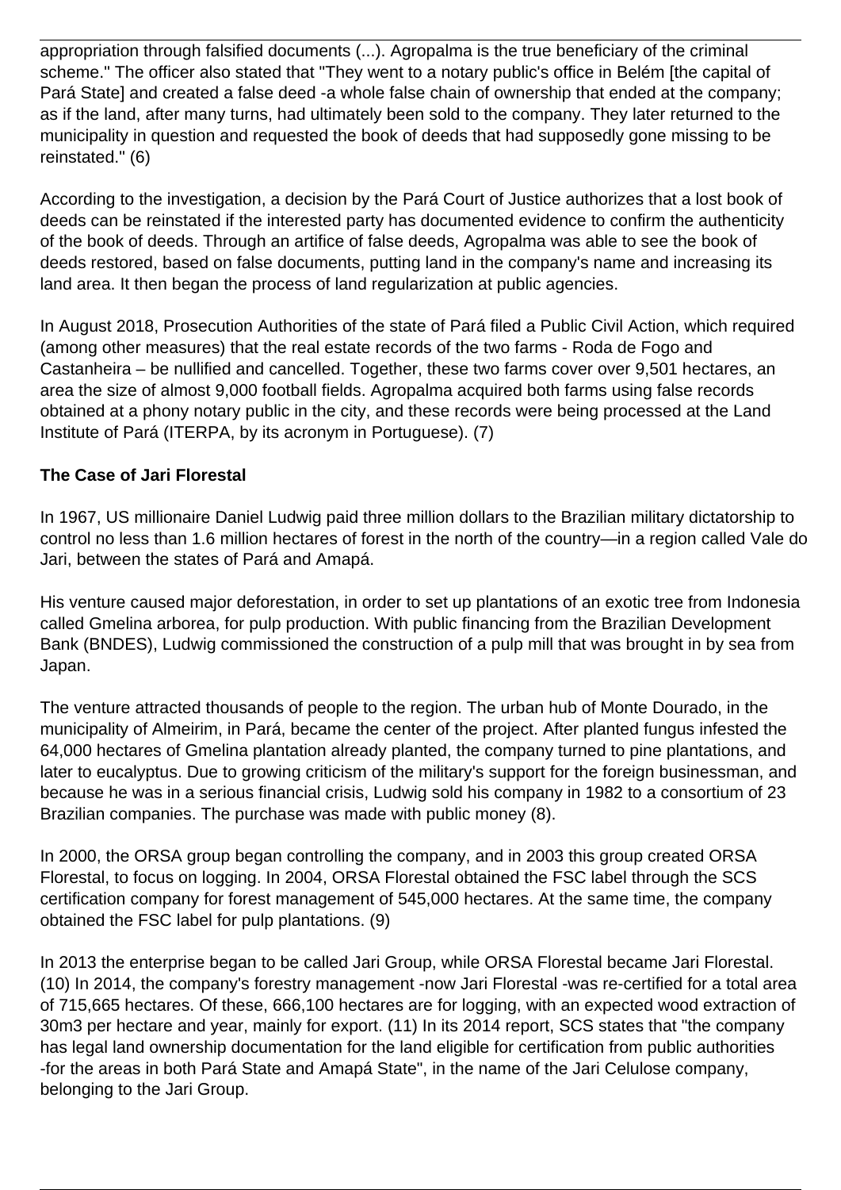appropriation through falsified documents (...). Agropalma is the true beneficiary of the criminal scheme." The officer also stated that "They went to a notary public's office in Belém [the capital of Pará State] and created a false deed -a whole false chain of ownership that ended at the company; as if the land, after many turns, had ultimately been sold to the company. They later returned to the municipality in question and requested the book of deeds that had supposedly gone missing to be reinstated." (6)

According to the investigation, a decision by the Pará Court of Justice authorizes that a lost book of deeds can be reinstated if the interested party has documented evidence to confirm the authenticity of the book of deeds. Through an artifice of false deeds, Agropalma was able to see the book of deeds restored, based on false documents, putting land in the company's name and increasing its land area. It then began the process of land regularization at public agencies.

In August 2018, Prosecution Authorities of the state of Pará filed a Public Civil Action, which required (among other measures) that the real estate records of the two farms - Roda de Fogo and Castanheira – be nullified and cancelled. Together, these two farms cover over 9,501 hectares, an area the size of almost 9,000 football fields. Agropalma acquired both farms using false records obtained at a phony notary public in the city, and these records were being processed at the Land Institute of Pará (ITERPA, by its acronym in Portuguese). (7)

**The Case of Jari Florestal**

In 1967, US millionaire Daniel Ludwig paid three million dollars to the Brazilian military dictatorship to control no less than 1.6 million hectares of forest in the north of the country—in a region called Vale do Jari, between the states of Pará and Amapá.

His venture caused major deforestation, in order to set up plantations of an exotic tree from Indonesia called Gmelina arborea, for pulp production. With public financing from the Brazilian Development Bank (BNDES), Ludwig commissioned the construction of a pulp mill that was brought in by sea from Japan.

The venture attracted thousands of people to the region. The urban hub of Monte Dourado, in the municipality of Almeirim, in Pará, became the center of the project. After planted fungus infested the 64,000 hectares of Gmelina plantation already planted, the company turned to pine plantations, and later to eucalyptus. Due to growing criticism of the military's support for the foreign businessman, and because he was in a serious financial crisis, Ludwig sold his company in 1982 to a consortium of 23 Brazilian companies. The purchase was made with public money (8).

In 2000, the ORSA group began controlling the company, and in 2003 this group created ORSA Florestal, to focus on logging. In 2004, ORSA Florestal obtained the FSC label through the SCS certification company for forest management of 545,000 hectares. At the same time, the company obtained the FSC label for pulp plantations. (9)

In 2013 the enterprise began to be called Jari Group, while ORSA Florestal became Jari Florestal. (10) In 2014, the company's forestry management -now Jari Florestal -was re-certified for a total area of 715,665 hectares. Of these, 666,100 hectares are for logging, with an expected wood extraction of 30m3 per hectare and year, mainly for export. (11) In its 2014 report, SCS states that "the company has legal land ownership documentation for the land eligible for certification from public authorities -for the areas in both Pará State and Amapá State", in the name of the Jari Celulose company, belonging to the Jari Group.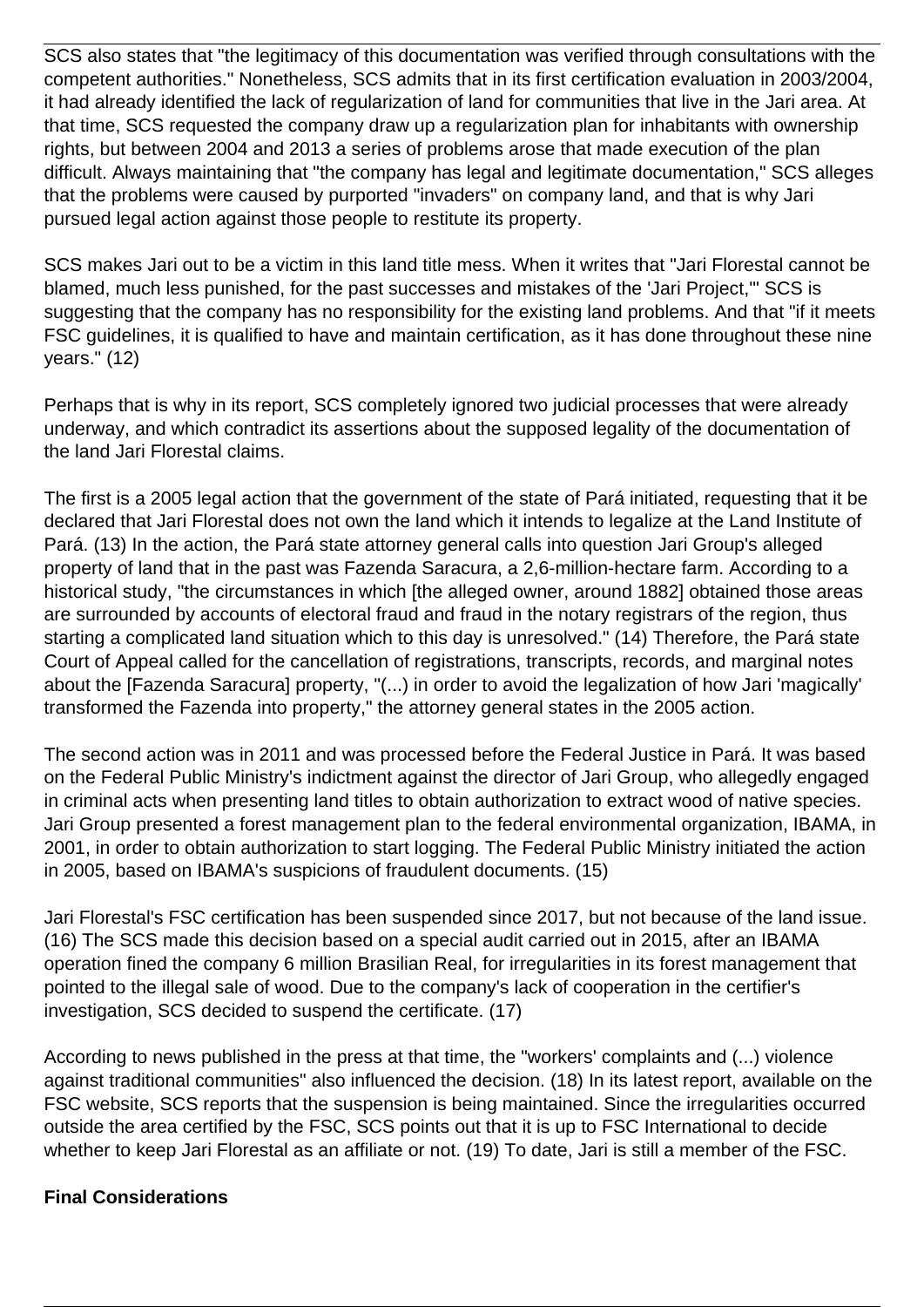SCS also states that "the legitimacy of this documentation was verified through consultations with the competent authorities." Nonetheless, SCS admits that in its first certification evaluation in 2003/2004, it had already identified the lack of regularization of land for communities that live in the Jari area. At that time, SCS requested the company draw up a regularization plan for inhabitants with ownership rights, but between 2004 and 2013 a series of problems arose that made execution of the plan difficult. Always maintaining that "the company has legal and legitimate documentation," SCS alleges that the problems were caused by purported "invaders" on company land, and that is why Jari pursued legal action against those people to restitute its property.

SCS makes Jari out to be a victim in this land title mess. When it writes that "Jari Florestal cannot be blamed, much less punished, for the past successes and mistakes of the 'Jari Project,'" SCS is suggesting that the company has no responsibility for the existing land problems. And that "if it meets FSC guidelines, it is qualified to have and maintain certification, as it has done throughout these nine years." (12)

Perhaps that is why in its report, SCS completely ignored two judicial processes that were already underway, and which contradict its assertions about the supposed legality of the documentation of the land Jari Florestal claims.

The first is a 2005 legal action that the government of the state of Pará initiated, requesting that it be declared that Jari Florestal does not own the land which it intends to legalize at the Land Institute of Pará. (13) In the action, the Pará state attorney general calls into question Jari Group's alleged property of land that in the past was Fazenda Saracura, a 2,6-million-hectare farm. According to a historical study, "the circumstances in which [the alleged owner, around 1882] obtained those areas are surrounded by accounts of electoral fraud and fraud in the notary registrars of the region, thus starting a complicated land situation which to this day is unresolved." (14) Therefore, the Pará state Court of Appeal called for the cancellation of registrations, transcripts, records, and marginal notes about the [Fazenda Saracura] property, "(...) in order to avoid the legalization of how Jari 'magically' transformed the Fazenda into property," the attorney general states in the 2005 action.

The second action was in 2011 and was processed before the Federal Justice in Pará. It was based on the Federal Public Ministry's indictment against the director of Jari Group, who allegedly engaged in criminal acts when presenting land titles to obtain authorization to extract wood of native species. Jari Group presented a forest management plan to the federal environmental organization, IBAMA, in 2001, in order to obtain authorization to start logging. The Federal Public Ministry initiated the action in 2005, based on IBAMA's suspicions of fraudulent documents. (15)

Jari Florestal's FSC certification has been suspended since 2017, but not because of the land issue. (16) The SCS made this decision based on a special audit carried out in 2015, after an IBAMA operation fined the company 6 million Brasilian Real, for irregularities in its forest management that pointed to the illegal sale of wood. Due to the company's lack of cooperation in the certifier's investigation, SCS decided to suspend the certificate. (17)

According to news published in the press at that time, the "workers' complaints and (...) violence against traditional communities" also influenced the decision. (18) In its latest report, available on the FSC website, SCS reports that the suspension is being maintained. Since the irregularities occurred outside the area certified by the FSC, SCS points out that it is up to FSC International to decide whether to keep Jari Florestal as an affiliate or not. (19) To date, Jari is still a member of the FSC.

**Final Considerations**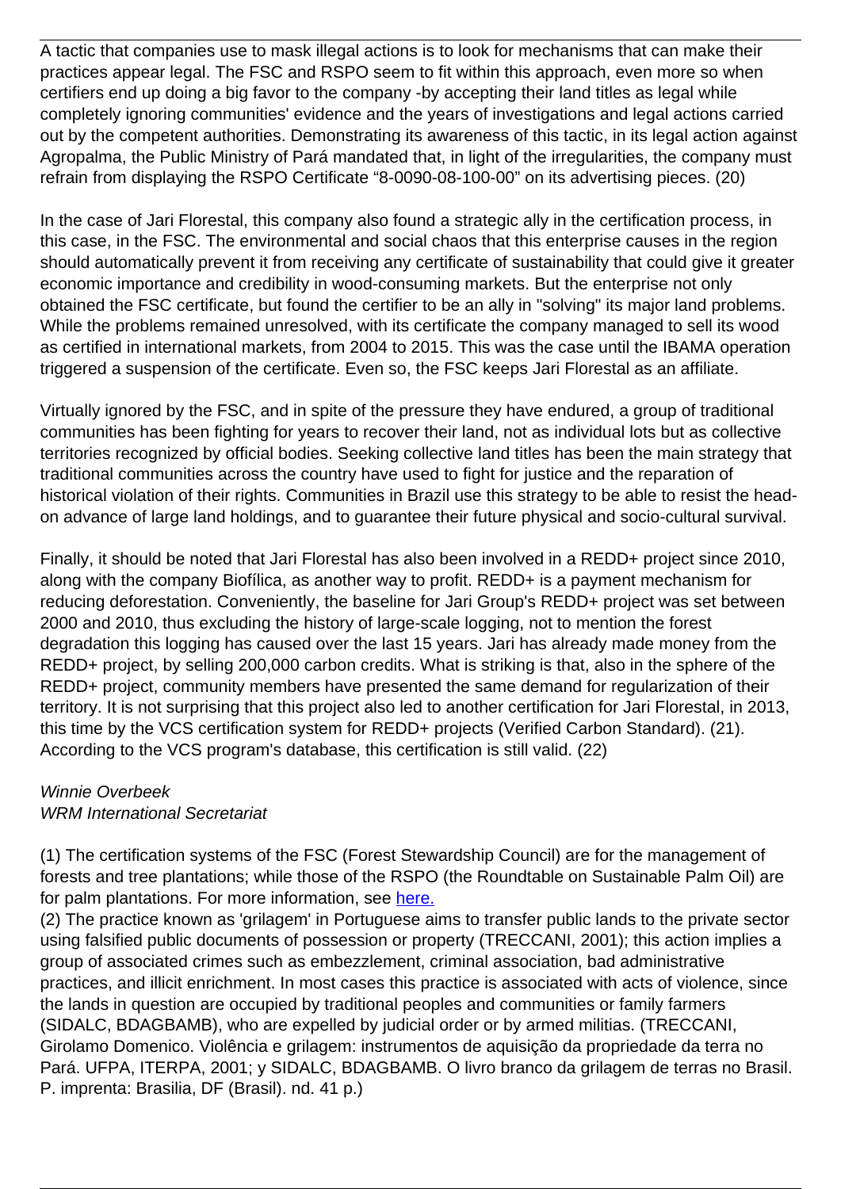A tactic that companies use to mask illegal actions is to look for mechanisms that can make their practices appear legal. The FSC and RSPO seem to fit within this approach, even more so when certifiers end up doing a big favor to the company -by accepting their land titles as legal while completely ignoring communities' evidence and the years of investigations and legal actions carried out by the competent authorities. Demonstrating its awareness of this tactic, in its legal action against Agropalma, the Public Ministry of Pará mandated that, in light of the irregularities, the company must refrain from displaying the RSPO Certificate "8-0090-08-100-00" on its advertising pieces. (20)

In the case of Jari Florestal, this company also found a strategic ally in the certification process, in this case, in the FSC. The environmental and social chaos that this enterprise causes in the region should automatically prevent it from receiving any certificate of sustainability that could give it greater economic importance and credibility in wood-consuming markets. But the enterprise not only obtained the FSC certificate, but found the certifier to be an ally in "solving" its major land problems. While the problems remained unresolved, with its certificate the company managed to sell its wood as certified in international markets, from 2004 to 2015. This was the case until the IBAMA operation triggered a suspension of the certificate. Even so, the FSC keeps Jari Florestal as an affiliate.

Virtually ignored by the FSC, and in spite of the pressure they have endured, a group of traditional communities has been fighting for years to recover their land, not as individual lots but as collective territories recognized by official bodies. Seeking collective land titles has been the main strategy that traditional communities across the country have used to fight for justice and the reparation of historical violation of their rights. Communities in Brazil use this strategy to be able to resist the head-on advance of large land holdings, and to guarantee their future physical and socio-cultural survival.

Finally, it should be noted that Jari Florestal has also been involved in a REDD+ project since 2010, along with the company Biofílica, as another way to profit. REDD+ is a payment mechanism for reducing deforestation. Conveniently, the baseline for Jari Group's REDD+ project was set between 2000 and 2010, thus excluding the history of large-scale logging, not to mention the forest degradation this logging has caused over the last 15 years. Jari has already made money from the REDD+ project, by selling 200,000 carbon credits. What is striking is that, also in the sphere of the REDD+ project, community members have presented the same demand for regularization of their territory. It is not surprising that this project also led to another certification for Jari Florestal, in 2013, this time by the VCS certification system for REDD+ projects (Verified Carbon Standard). (21). According to the VCS program's database, this certification is still valid. (22)

*Winnie Overbeek*
*WRM International Secretariat*

(1) The certification systems of the FSC (Forest Stewardship Council) are for the management of forests and tree plantations; while those of the RSPO (the Roundtable on Sustainable Palm Oil) are for palm plantations. For more information, see [here.]()

(2) The practice known as 'grilagem' in Portuguese aims to transfer public lands to the private sector using falsified public documents of possession or property (TRECCANI, 2001); this action implies a group of associated crimes such as embezzlement, criminal association, bad administrative practices, and illicit enrichment. In most cases this practice is associated with acts of violence, since the lands in question are occupied by traditional peoples and communities or family farmers (SIDALC, BDAGBAMB), who are expelled by judicial order or by armed militias. (TRECCANI, Girolamo Domenico. Violência e grilagem: instrumentos de aquisição da propriedade da terra no Pará. UFPA, ITERPA, 2001; y SIDALC, BDAGBAMB. O livro branco da grilagem de terras no Brasil. P. imprenta: Brasilia, DF (Brasil). nd. 41 p.)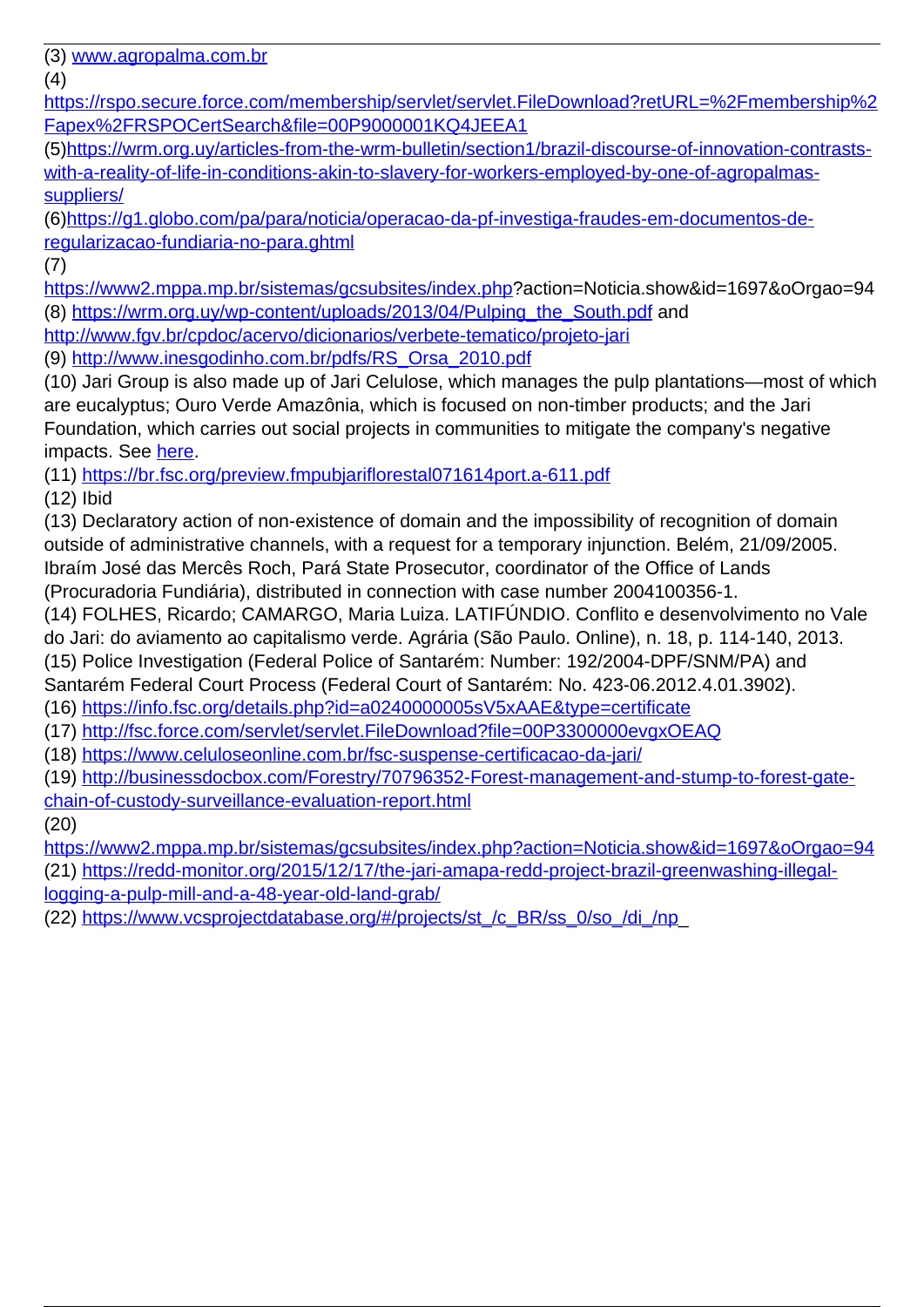(3) www.agropalma.com.br

(4) https://rspo.secure.force.com/membership/servlet/servlet.FileDownload?retURL=%2Fmembership%2Fapex%2FRSPOCertSearch&file=00P9000001KQ4JEEA1

(5)https://wrm.org.uy/articles-from-the-wrm-bulletin/section1/brazil-discourse-of-innovation-contrasts-with-a-reality-of-life-in-conditions-akin-to-slavery-for-workers-employed-by-one-of-agropalmas-suppliers/

(6)https://g1.globo.com/pa/para/noticia/operacao-da-pf-investiga-fraudes-em-documentos-de-regularizacao-fundiaria-no-para.ghtml

(7) https://www2.mppa.mp.br/sistemas/gcsubsites/index.php?action=Noticia.show&id=1697&oOrgao=94

(8) https://wrm.org.uy/wp-content/uploads/2013/04/Pulping_the_South.pdf and http://www.fgv.br/cpdoc/acervo/dicionarios/verbete-tematico/projeto-jari

(9) http://www.inesgodinho.com.br/pdfs/RS_Orsa_2010.pdf

(10) Jari Group is also made up of Jari Celulose, which manages the pulp plantations—most of which are eucalyptus; Ouro Verde Amazônia, which is focused on non-timber products; and the Jari Foundation, which carries out social projects in communities to mitigate the company's negative impacts. See here.

(11) https://br.fsc.org/preview.fmpubjariflorestal071614port.a-611.pdf

(12) Ibid

(13) Declaratory action of non-existence of domain and the impossibility of recognition of domain outside of administrative channels, with a request for a temporary injunction. Belém, 21/09/2005. Ibraím José das Mercês Roch, Pará State Prosecutor, coordinator of the Office of Lands (Procuradoria Fundiária), distributed in connection with case number 2004100356-1.

(14) FOLHES, Ricardo; CAMARGO, Maria Luiza. LATIFÚNDIO. Conflito e desenvolvimento no Vale do Jari: do aviamento ao capitalismo verde. Agrária (São Paulo. Online), n. 18, p. 114-140, 2013.

(15) Police Investigation (Federal Police of Santarém: Number: 192/2004-DPF/SNM/PA) and Santarém Federal Court Process (Federal Court of Santarém: No. 423-06.2012.4.01.3902).

(16) https://info.fsc.org/details.php?id=a0240000005sV5xAAE&type=certificate

(17) http://fsc.force.com/servlet/servlet.FileDownload?file=00P3300000evgxOEAQ

(18) https://www.celuloseonline.com.br/fsc-suspense-certificacao-da-jari/

(19) http://businessdocbox.com/Forestry/70796352-Forest-management-and-stump-to-forest-gate-chain-of-custody-surveillance-evaluation-report.html

(20) https://www2.mppa.mp.br/sistemas/gcsubsites/index.php?action=Noticia.show&id=1697&oOrgao=94

(21) https://redd-monitor.org/2015/12/17/the-jari-amapa-redd-project-brazil-greenwashing-illegal-logging-a-pulp-mill-and-a-48-year-old-land-grab/

(22) https://www.vcsprojectdatabase.org/#/projects/st_/c_BR/ss_0/so_/di_/np_